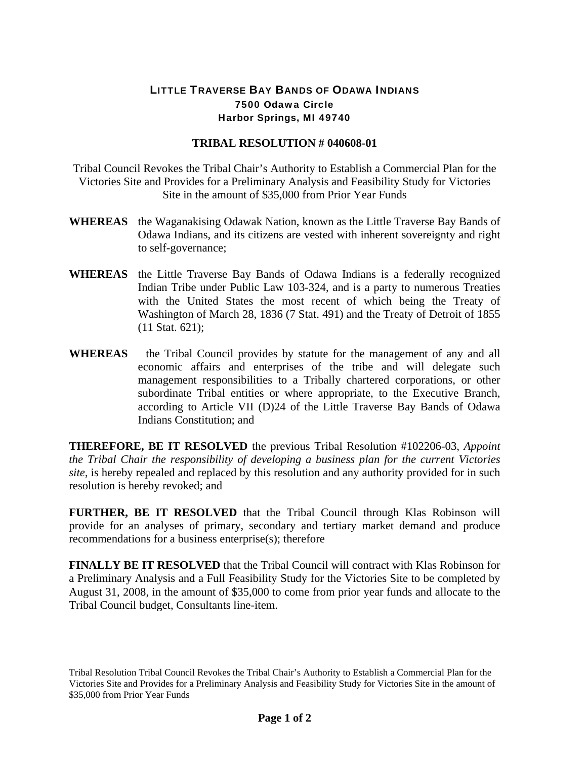# LITTLE TRAVERSE BAY BANDS OF ODAWA INDIANS

**7500 Odawa Circle**
**Harbor Springs, MI 49740**

## TRIBAL RESOLUTION # 040608-01

Tribal Council Revokes the Tribal Chair's Authority to Establish a Commercial Plan for the Victories Site and Provides for a Preliminary Analysis and Feasibility Study for Victories Site in the amount of $35,000 from Prior Year Funds

**WHEREAS** the Waganakising Odawak Nation, known as the Little Traverse Bay Bands of Odawa Indians, and its citizens are vested with inherent sovereignty and right to self-governance;

**WHEREAS** the Little Traverse Bay Bands of Odawa Indians is a federally recognized Indian Tribe under Public Law 103-324, and is a party to numerous Treaties with the United States the most recent of which being the Treaty of Washington of March 28, 1836 (7 Stat. 491) and the Treaty of Detroit of 1855 (11 Stat. 621);

**WHEREAS** the Tribal Council provides by statute for the management of any and all economic affairs and enterprises of the tribe and will delegate such management responsibilities to a Tribally chartered corporations, or other subordinate Tribal entities or where appropriate, to the Executive Branch, according to Article VII (D)24 of the Little Traverse Bay Bands of Odawa Indians Constitution; and

**THEREFORE, BE IT RESOLVED** the previous Tribal Resolution #102206-03, *Appoint the Tribal Chair the responsibility of developing a business plan for the current Victories site*, is hereby repealed and replaced by this resolution and any authority provided for in such resolution is hereby revoked; and

**FURTHER, BE IT RESOLVED** that the Tribal Council through Klas Robinson will provide for an analyses of primary, secondary and tertiary market demand and produce recommendations for a business enterprise(s); therefore

**FINALLY BE IT RESOLVED** that the Tribal Council will contract with Klas Robinson for a Preliminary Analysis and a Full Feasibility Study for the Victories Site to be completed by August 31, 2008, in the amount of $35,000 to come from prior year funds and allocate to the Tribal Council budget, Consultants line-item.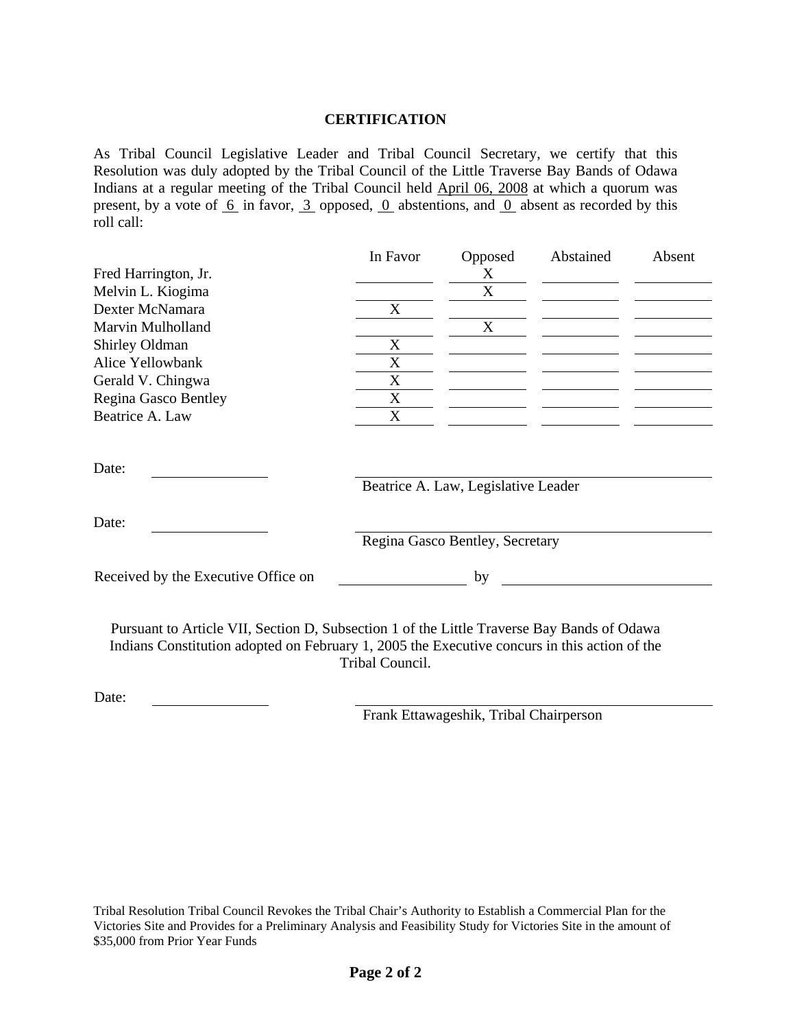## CERTIFICATION

As Tribal Council Legislative Leader and Tribal Council Secretary, we certify that this Resolution was duly adopted by the Tribal Council of the Little Traverse Bay Bands of Odawa Indians at a regular meeting of the Tribal Council held April 06, 2008 at which a quorum was present, by a vote of 6 in favor, 3 opposed, 0 abstentions, and 0 absent as recorded by this roll call:

| | In Favor | Opposed | Abstained | Absent |
|---|---|---|---|---|
| Fred Harrington, Jr. | | X | | |
| Melvin L. Kiogima | | X | | |
| Dexter McNamara | X | | | |
| Marvin Mulholland | | X | | |
| Shirley Oldman | X | | | |
| Alice Yellowbank | X | | | |
| Gerald V. Chingwa | X | | | |
| Regina Gasco Bentley | X | | | |
| Beatrice A. Law | X | | | |

Date: \_\_\_\_\_\_\_\_\_\_\_\_\_\_\_\_ \_\_\_\_\_\_\_\_\_\_\_\_\_\_\_\_\_\_\_\_\_\_\_\_\_\_\_\_\_\_\_\_\_\_\_\_

Beatrice A. Law, Legislative Leader

Date: \_\_\_\_\_\_\_\_\_\_\_\_\_\_\_\_ \_\_\_\_\_\_\_\_\_\_\_\_\_\_\_\_\_\_\_\_\_\_\_\_\_\_\_\_\_\_\_\_\_\_\_\_

Regina Gasco Bentley, Secretary

Received by the Executive Office on \_\_\_\_\_\_\_\_\_\_\_\_\_\_\_\_ by \_\_\_\_\_\_\_\_\_\_\_\_\_\_\_\_\_\_\_\_\_\_\_\_\_\_

Pursuant to Article VII, Section D, Subsection 1 of the Little Traverse Bay Bands of Odawa Indians Constitution adopted on February 1, 2005 the Executive concurs in this action of the Tribal Council.

Date: \_\_\_\_\_\_\_\_\_\_\_\_\_\_\_\_ \_\_\_\_\_\_\_\_\_\_\_\_\_\_\_\_\_\_\_\_\_\_\_\_\_\_\_\_\_\_\_\_\_\_\_\_

Frank Ettawageshik, Tribal Chairperson

Tribal Resolution Tribal Council Revokes the Tribal Chair's Authority to Establish a Commercial Plan for the Victories Site and Provides for a Preliminary Analysis and Feasibility Study for Victories Site in the amount of $35,000 from Prior Year Funds